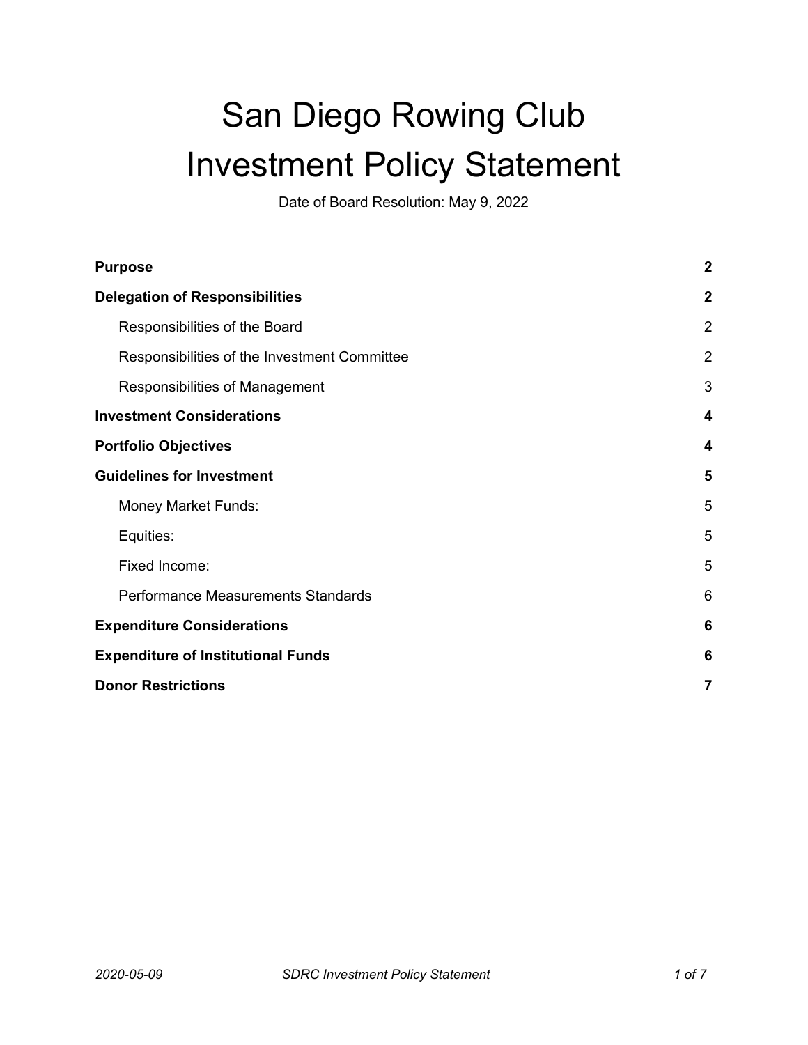# San Diego Rowing Club Investment Policy Statement

Date of Board Resolution: May 9, 2022

| | |
|---|---|
| **Purpose** | **2** |
| **Delegation of Responsibilities** | **2** |
| Responsibilities of the Board | 2 |
| Responsibilities of the Investment Committee | 2 |
| Responsibilities of Management | 3 |
| **Investment Considerations** | **4** |
| **Portfolio Objectives** | **4** |
| **Guidelines for Investment** | **5** |
| Money Market Funds: | 5 |
| Equities: | 5 |
| Fixed Income: | 5 |
| Performance Measurements Standards | 6 |
| **Expenditure Considerations** | **6** |
| **Expenditure of Institutional Funds** | **6** |
| **Donor Restrictions** | **7** |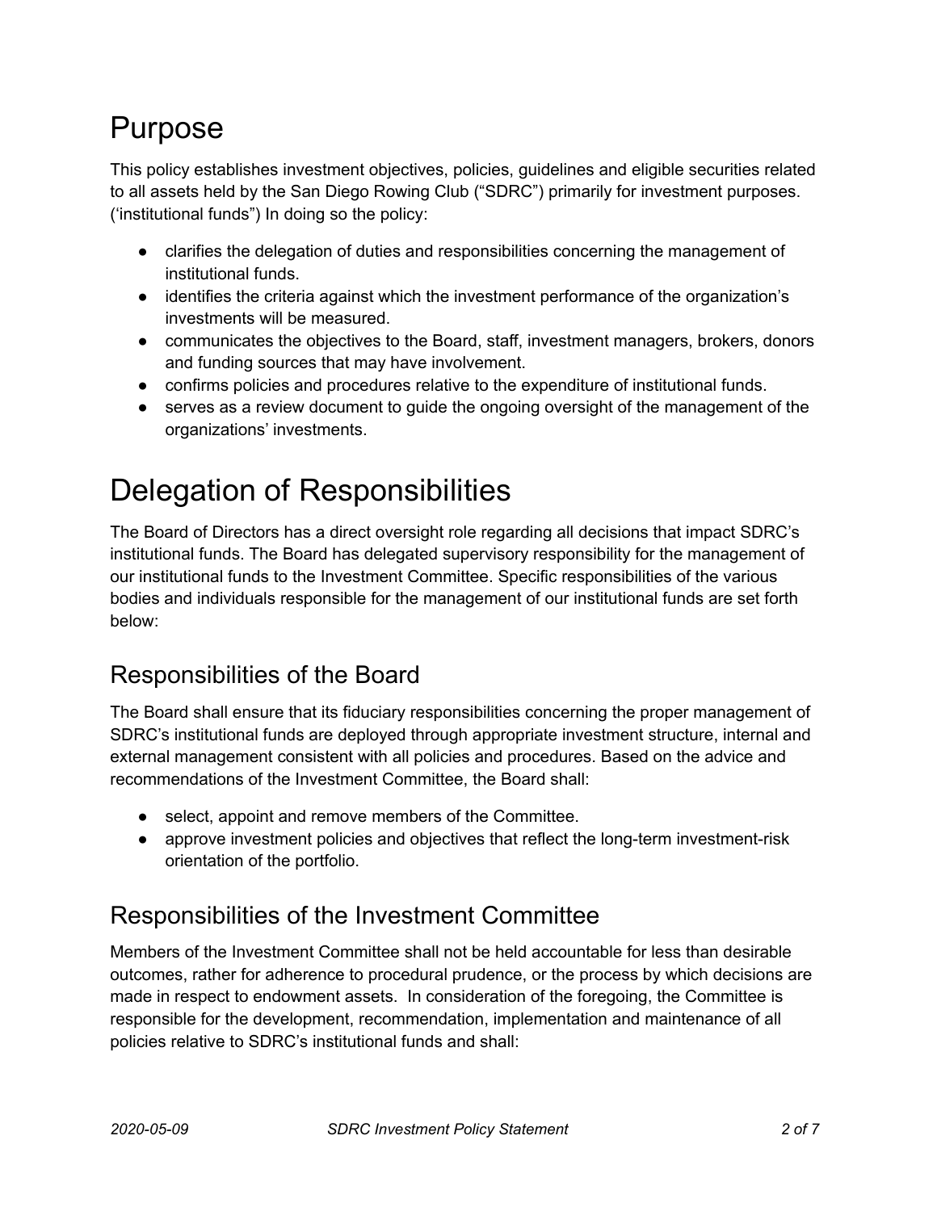# Purpose

This policy establishes investment objectives, policies, guidelines and eligible securities related to all assets held by the San Diego Rowing Club ("SDRC") primarily for investment purposes. ('institutional funds") In doing so the policy:

- clarifies the delegation of duties and responsibilities concerning the management of institutional funds.
- identifies the criteria against which the investment performance of the organization's investments will be measured.
- communicates the objectives to the Board, staff, investment managers, brokers, donors and funding sources that may have involvement.
- confirms policies and procedures relative to the expenditure of institutional funds.
- serves as a review document to guide the ongoing oversight of the management of the organizations' investments.

# Delegation of Responsibilities

The Board of Directors has a direct oversight role regarding all decisions that impact SDRC's institutional funds. The Board has delegated supervisory responsibility for the management of our institutional funds to the Investment Committee. Specific responsibilities of the various bodies and individuals responsible for the management of our institutional funds are set forth below:

## Responsibilities of the Board

The Board shall ensure that its fiduciary responsibilities concerning the proper management of SDRC's institutional funds are deployed through appropriate investment structure, internal and external management consistent with all policies and procedures. Based on the advice and recommendations of the Investment Committee, the Board shall:

- select, appoint and remove members of the Committee.
- approve investment policies and objectives that reflect the long-term investment-risk orientation of the portfolio.

## Responsibilities of the Investment Committee

Members of the Investment Committee shall not be held accountable for less than desirable outcomes, rather for adherence to procedural prudence, or the process by which decisions are made in respect to endowment assets. In consideration of the foregoing, the Committee is responsible for the development, recommendation, implementation and maintenance of all policies relative to SDRC's institutional funds and shall: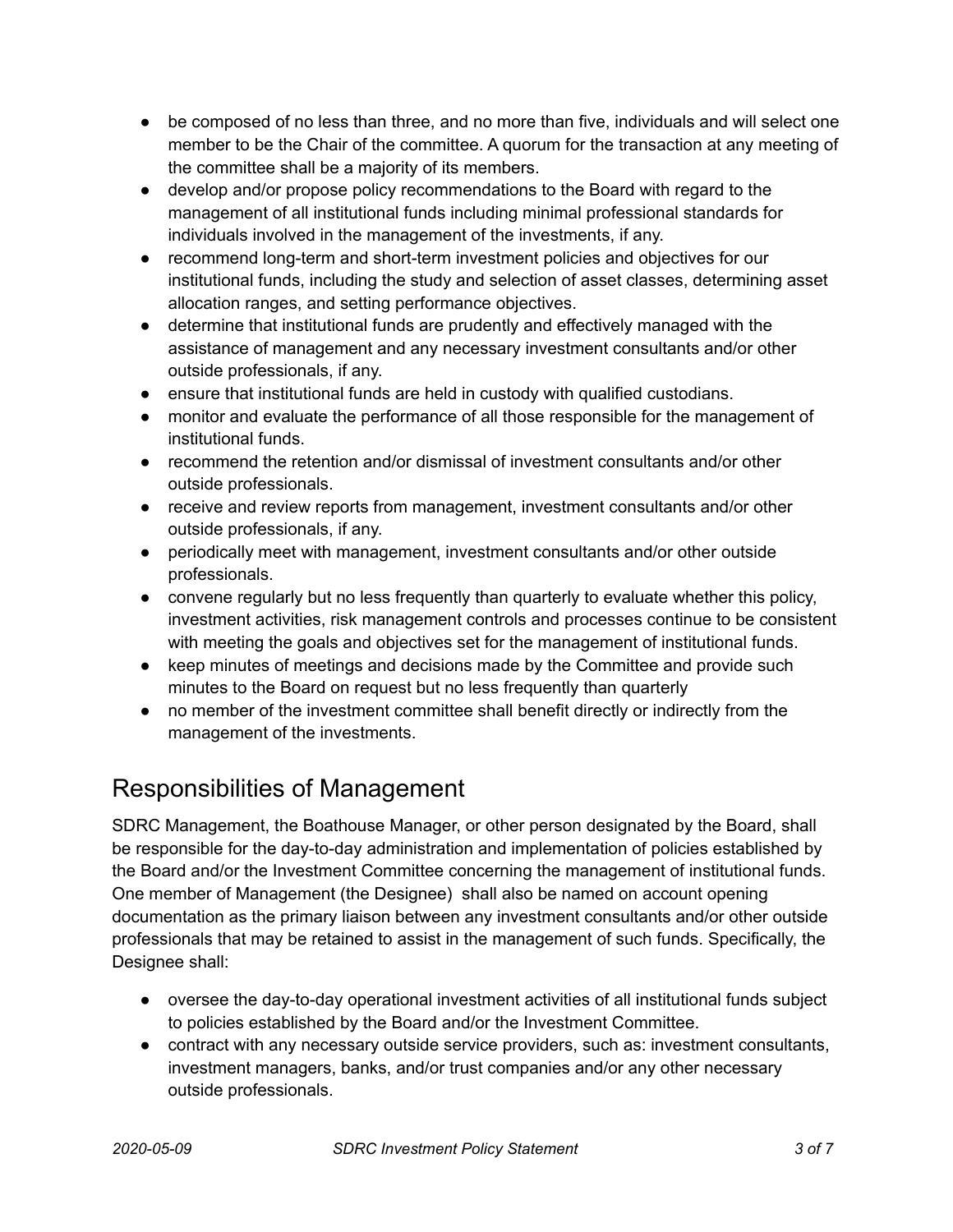- be composed of no less than three, and no more than five, individuals and will select one member to be the Chair of the committee. A quorum for the transaction at any meeting of the committee shall be a majority of its members.
- develop and/or propose policy recommendations to the Board with regard to the management of all institutional funds including minimal professional standards for individuals involved in the management of the investments, if any.
- recommend long-term and short-term investment policies and objectives for our institutional funds, including the study and selection of asset classes, determining asset allocation ranges, and setting performance objectives.
- determine that institutional funds are prudently and effectively managed with the assistance of management and any necessary investment consultants and/or other outside professionals, if any.
- ensure that institutional funds are held in custody with qualified custodians.
- monitor and evaluate the performance of all those responsible for the management of institutional funds.
- recommend the retention and/or dismissal of investment consultants and/or other outside professionals.
- receive and review reports from management, investment consultants and/or other outside professionals, if any.
- periodically meet with management, investment consultants and/or other outside professionals.
- convene regularly but no less frequently than quarterly to evaluate whether this policy, investment activities, risk management controls and processes continue to be consistent with meeting the goals and objectives set for the management of institutional funds.
- keep minutes of meetings and decisions made by the Committee and provide such minutes to the Board on request but no less frequently than quarterly
- no member of the investment committee shall benefit directly or indirectly from the management of the investments.

## Responsibilities of Management

SDRC Management, the Boathouse Manager, or other person designated by the Board, shall be responsible for the day-to-day administration and implementation of policies established by the Board and/or the Investment Committee concerning the management of institutional funds. One member of Management (the Designee) shall also be named on account opening documentation as the primary liaison between any investment consultants and/or other outside professionals that may be retained to assist in the management of such funds. Specifically, the Designee shall:

- oversee the day-to-day operational investment activities of all institutional funds subject to policies established by the Board and/or the Investment Committee.
- contract with any necessary outside service providers, such as: investment consultants, investment managers, banks, and/or trust companies and/or any other necessary outside professionals.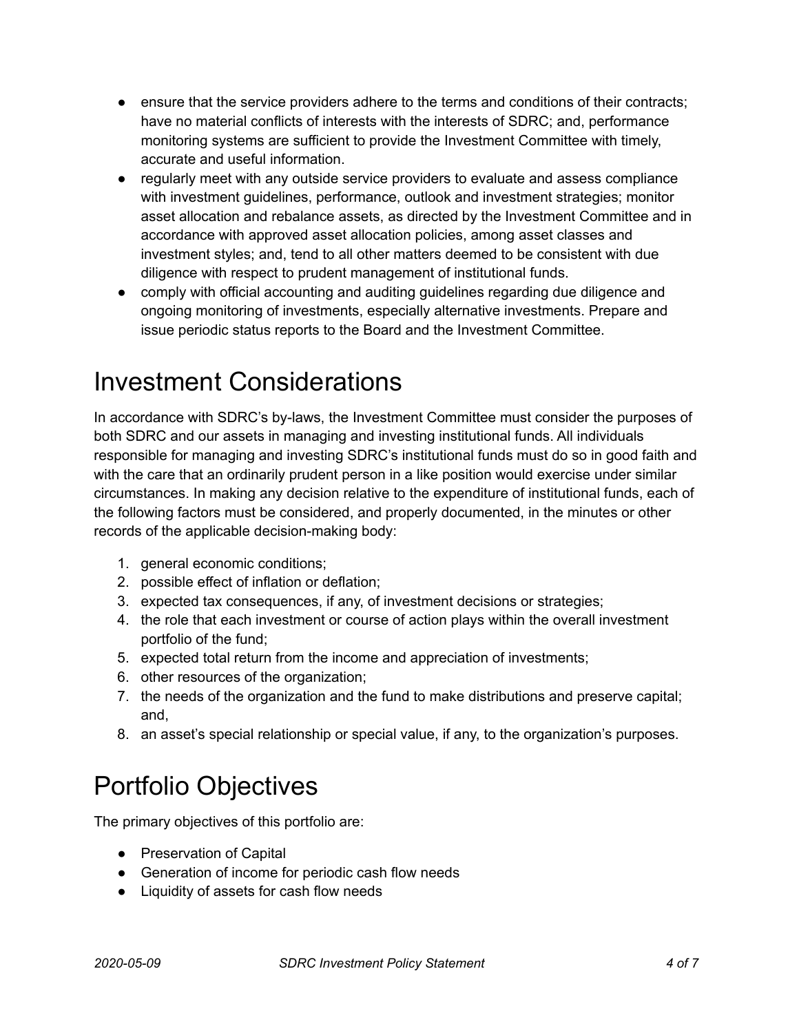- ensure that the service providers adhere to the terms and conditions of their contracts; have no material conflicts of interests with the interests of SDRC; and, performance monitoring systems are sufficient to provide the Investment Committee with timely, accurate and useful information.
- regularly meet with any outside service providers to evaluate and assess compliance with investment guidelines, performance, outlook and investment strategies; monitor asset allocation and rebalance assets, as directed by the Investment Committee and in accordance with approved asset allocation policies, among asset classes and investment styles; and, tend to all other matters deemed to be consistent with due diligence with respect to prudent management of institutional funds.
- comply with official accounting and auditing guidelines regarding due diligence and ongoing monitoring of investments, especially alternative investments. Prepare and issue periodic status reports to the Board and the Investment Committee.

# Investment Considerations

In accordance with SDRC's by-laws, the Investment Committee must consider the purposes of both SDRC and our assets in managing and investing institutional funds. All individuals responsible for managing and investing SDRC's institutional funds must do so in good faith and with the care that an ordinarily prudent person in a like position would exercise under similar circumstances. In making any decision relative to the expenditure of institutional funds, each of the following factors must be considered, and properly documented, in the minutes or other records of the applicable decision-making body:

1. general economic conditions;
2. possible effect of inflation or deflation;
3. expected tax consequences, if any, of investment decisions or strategies;
4. the role that each investment or course of action plays within the overall investment portfolio of the fund;
5. expected total return from the income and appreciation of investments;
6. other resources of the organization;
7. the needs of the organization and the fund to make distributions and preserve capital; and,
8. an asset's special relationship or special value, if any, to the organization's purposes.

# Portfolio Objectives

The primary objectives of this portfolio are:

- Preservation of Capital
- Generation of income for periodic cash flow needs
- Liquidity of assets for cash flow needs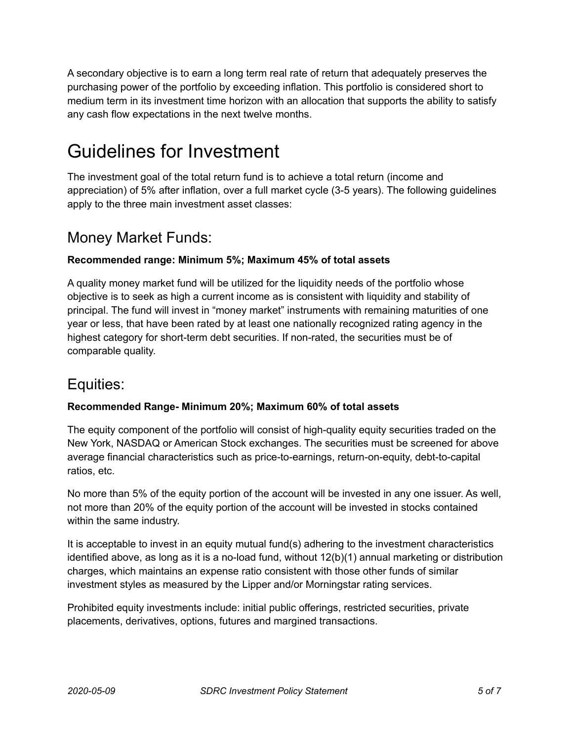A secondary objective is to earn a long term real rate of return that adequately preserves the purchasing power of the portfolio by exceeding inflation. This portfolio is considered short to medium term in its investment time horizon with an allocation that supports the ability to satisfy any cash flow expectations in the next twelve months.

# Guidelines for Investment

The investment goal of the total return fund is to achieve a total return (income and appreciation) of 5% after inflation, over a full market cycle (3-5 years). The following guidelines apply to the three main investment asset classes:

## Money Market Funds:

**Recommended range: Minimum 5%; Maximum 45% of total assets**

A quality money market fund will be utilized for the liquidity needs of the portfolio whose objective is to seek as high a current income as is consistent with liquidity and stability of principal. The fund will invest in "money market" instruments with remaining maturities of one year or less, that have been rated by at least one nationally recognized rating agency in the highest category for short-term debt securities. If non-rated, the securities must be of comparable quality.

## Equities:

**Recommended Range- Minimum 20%; Maximum 60% of total assets**

The equity component of the portfolio will consist of high-quality equity securities traded on the New York, NASDAQ or American Stock exchanges. The securities must be screened for above average financial characteristics such as price-to-earnings, return-on-equity, debt-to-capital ratios, etc.

No more than 5% of the equity portion of the account will be invested in any one issuer. As well, not more than 20% of the equity portion of the account will be invested in stocks contained within the same industry.

It is acceptable to invest in an equity mutual fund(s) adhering to the investment characteristics identified above, as long as it is a no-load fund, without 12(b)(1) annual marketing or distribution charges, which maintains an expense ratio consistent with those other funds of similar investment styles as measured by the Lipper and/or Morningstar rating services.

Prohibited equity investments include: initial public offerings, restricted securities, private placements, derivatives, options, futures and margined transactions.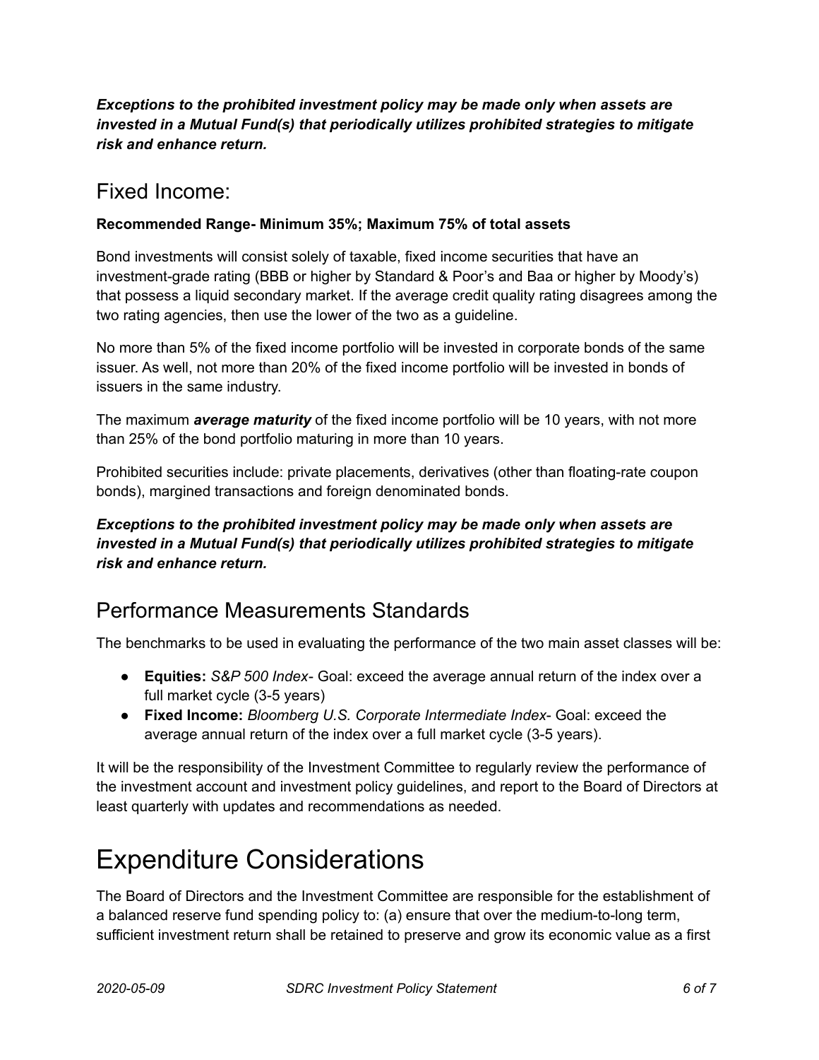***Exceptions to the prohibited investment policy may be made only when assets are invested in a Mutual Fund(s) that periodically utilizes prohibited strategies to mitigate risk and enhance return.***

## Fixed Income:

**Recommended Range- Minimum 35%; Maximum 75% of total assets**

Bond investments will consist solely of taxable, fixed income securities that have an investment-grade rating (BBB or higher by Standard & Poor's and Baa or higher by Moody's) that possess a liquid secondary market. If the average credit quality rating disagrees among the two rating agencies, then use the lower of the two as a guideline.

No more than 5% of the fixed income portfolio will be invested in corporate bonds of the same issuer. As well, not more than 20% of the fixed income portfolio will be invested in bonds of issuers in the same industry.

The maximum ***average maturity*** of the fixed income portfolio will be 10 years, with not more than 25% of the bond portfolio maturing in more than 10 years.

Prohibited securities include: private placements, derivatives (other than floating-rate coupon bonds), margined transactions and foreign denominated bonds.

***Exceptions to the prohibited investment policy may be made only when assets are invested in a Mutual Fund(s) that periodically utilizes prohibited strategies to mitigate risk and enhance return.***

## Performance Measurements Standards

The benchmarks to be used in evaluating the performance of the two main asset classes will be:

- **Equities:** *S&P 500 Index*- Goal: exceed the average annual return of the index over a full market cycle (3-5 years)
- **Fixed Income:** *Bloomberg U.S. Corporate Intermediate Index*- Goal: exceed the average annual return of the index over a full market cycle (3-5 years).

It will be the responsibility of the Investment Committee to regularly review the performance of the investment account and investment policy guidelines, and report to the Board of Directors at least quarterly with updates and recommendations as needed.

# Expenditure Considerations

The Board of Directors and the Investment Committee are responsible for the establishment of a balanced reserve fund spending policy to: (a) ensure that over the medium-to-long term, sufficient investment return shall be retained to preserve and grow its economic value as a first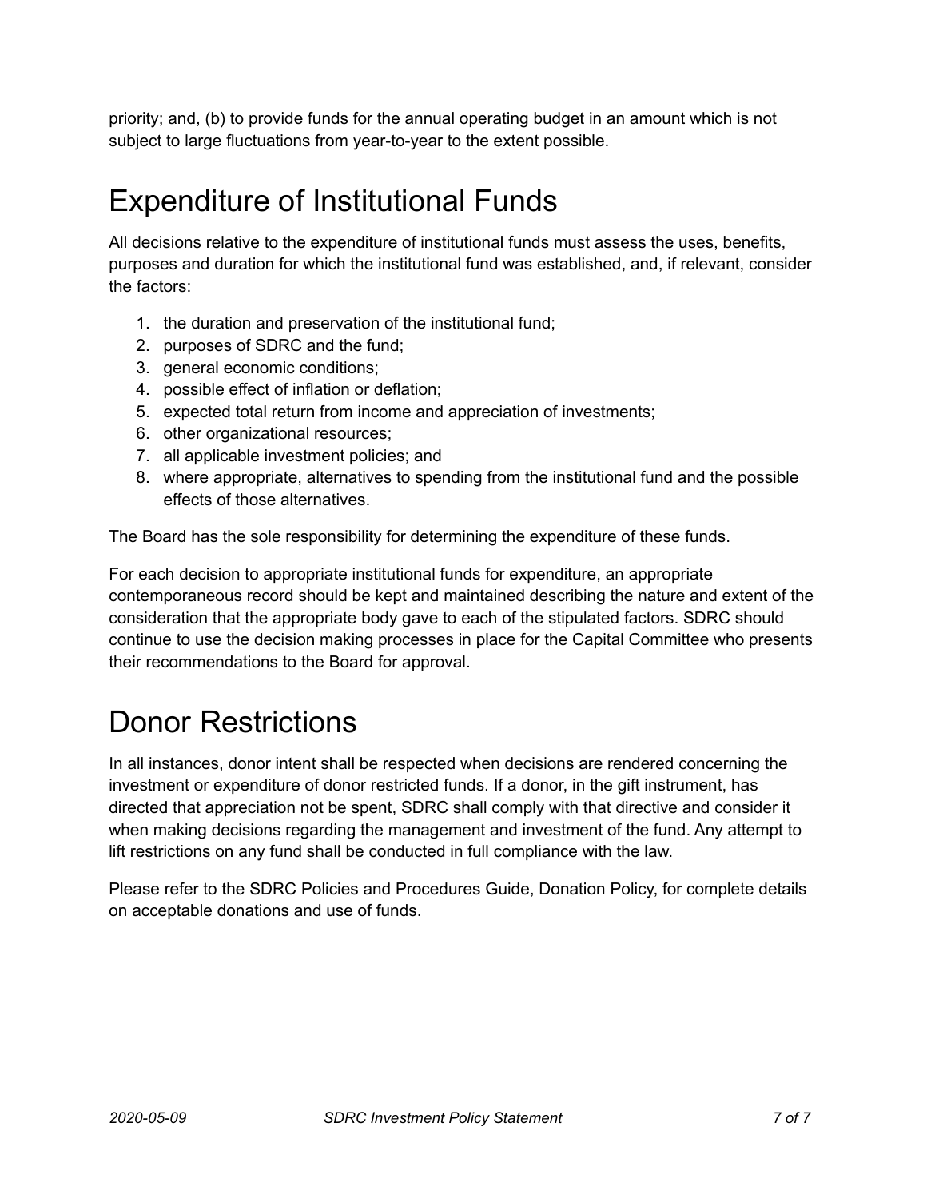priority; and, (b) to provide funds for the annual operating budget in an amount which is not subject to large fluctuations from year-to-year to the extent possible.

# Expenditure of Institutional Funds

All decisions relative to the expenditure of institutional funds must assess the uses, benefits, purposes and duration for which the institutional fund was established, and, if relevant, consider the factors:

1. the duration and preservation of the institutional fund;
2. purposes of SDRC and the fund;
3. general economic conditions;
4. possible effect of inflation or deflation;
5. expected total return from income and appreciation of investments;
6. other organizational resources;
7. all applicable investment policies; and
8. where appropriate, alternatives to spending from the institutional fund and the possible effects of those alternatives.

The Board has the sole responsibility for determining the expenditure of these funds.

For each decision to appropriate institutional funds for expenditure, an appropriate contemporaneous record should be kept and maintained describing the nature and extent of the consideration that the appropriate body gave to each of the stipulated factors. SDRC should continue to use the decision making processes in place for the Capital Committee who presents their recommendations to the Board for approval.

# Donor Restrictions

In all instances, donor intent shall be respected when decisions are rendered concerning the investment or expenditure of donor restricted funds. If a donor, in the gift instrument, has directed that appreciation not be spent, SDRC shall comply with that directive and consider it when making decisions regarding the management and investment of the fund. Any attempt to lift restrictions on any fund shall be conducted in full compliance with the law.

Please refer to the SDRC Policies and Procedures Guide, Donation Policy, for complete details on acceptable donations and use of funds.